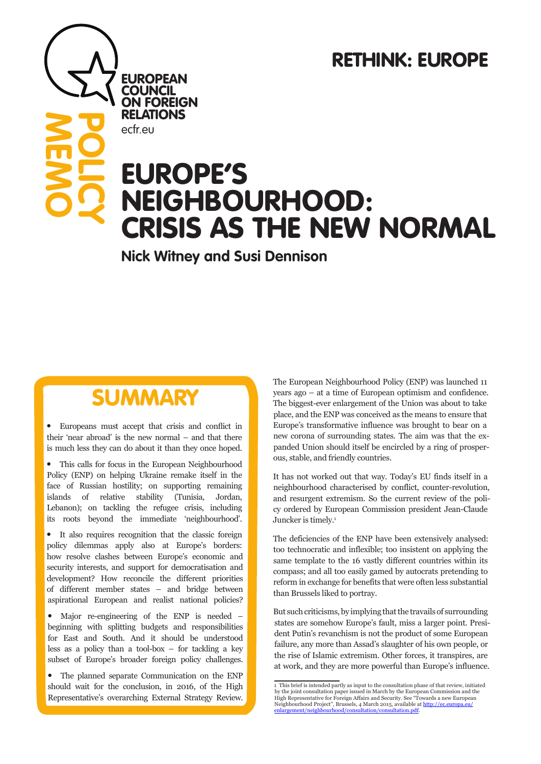RETHINK: EUROPE

EUROPEAN COUNCIL ON FOREIGN RELATIONS
ecfr.eu

POLICY MEMO

# EUROPE'S NEIGHBOURHOOD: CRISIS AS THE NEW NORMAL

**Nick Witney and Susi Dennison**

## SUMMARY

- Europeans must accept that crisis and conflict in their 'near abroad' is the new normal – and that there is much less they can do about it than they once hoped.
- This calls for focus in the European Neighbourhood Policy (ENP) on helping Ukraine remake itself in the face of Russian hostility; on supporting remaining islands of relative stability (Tunisia, Jordan, Lebanon); on tackling the refugee crisis, including its roots beyond the immediate 'neighbourhood'.
- It also requires recognition that the classic foreign policy dilemmas apply also at Europe's borders: how resolve clashes between Europe's economic and security interests, and support for democratisation and development? How reconcile the different priorities of different member states – and bridge between aspirational European and realist national policies?
- Major re-engineering of the ENP is needed – beginning with splitting budgets and responsibilities for East and South. And it should be understood less as a policy than a tool-box – for tackling a key subset of Europe's broader foreign policy challenges.
- The planned separate Communication on the ENP should wait for the conclusion, in 2016, of the High Representative's overarching External Strategy Review.

The European Neighbourhood Policy (ENP) was launched 11 years ago – at a time of European optimism and confidence. The biggest-ever enlargement of the Union was about to take place, and the ENP was conceived as the means to ensure that Europe's transformative influence was brought to bear on a new corona of surrounding states. The aim was that the expanded Union should itself be encircled by a ring of prosperous, stable, and friendly countries.

It has not worked out that way. Today's EU finds itself in a neighbourhood characterised by conflict, counter-revolution, and resurgent extremism. So the current review of the policy ordered by European Commission president Jean-Claude Juncker is timely.[1]

The deficiencies of the ENP have been extensively analysed: too technocratic and inflexible; too insistent on applying the same template to the 16 vastly different countries within its compass; and all too easily gamed by autocrats pretending to reform in exchange for benefits that were often less substantial than Brussels liked to portray.

But such criticisms, by implying that the travails of surrounding states are somehow Europe's fault, miss a larger point. President Putin's revanchism is not the product of some European failure, any more than Assad's slaughter of his own people, or the rise of Islamic extremism. Other forces, it transpires, are at work, and they are more powerful than Europe's influence.

[1] This brief is intended partly as input to the consultation phase of that review, initiated by the joint consultation paper issued in March by the European Commission and the High Representative for Foreign Affairs and Security. See "Towards a new European Neighbourhood Project", Brussels, 4 March 2015, available at http://ec.europa.eu/enlargement/neighbourhood/consultation/consultation.pdf.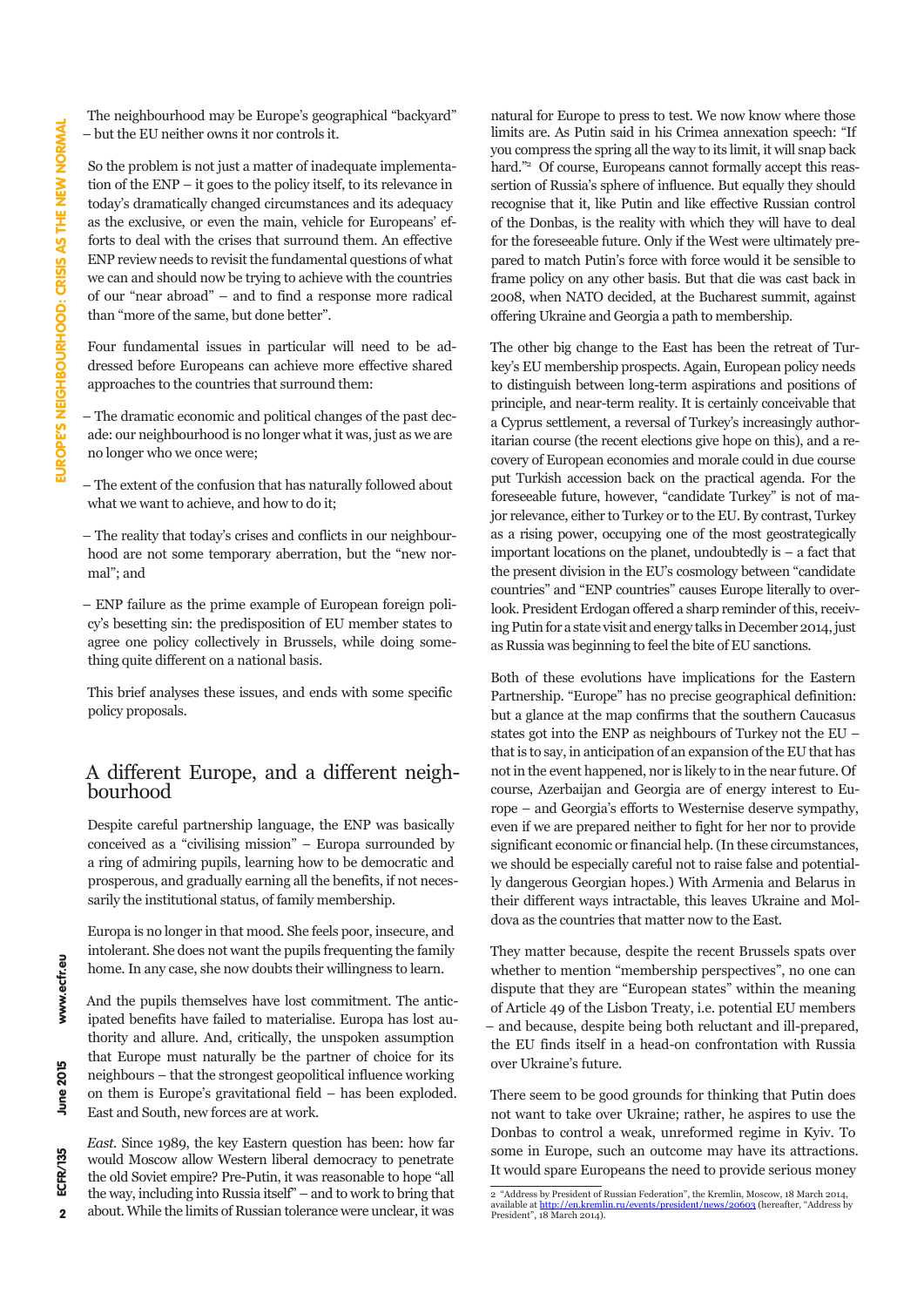The neighbourhood may be Europe's geographical "backyard" – but the EU neither owns it nor controls it.

So the problem is not just a matter of inadequate implementation of the ENP – it goes to the policy itself, to its relevance in today's dramatically changed circumstances and its adequacy as the exclusive, or even the main, vehicle for Europeans' efforts to deal with the crises that surround them. An effective ENP review needs to revisit the fundamental questions of what we can and should now be trying to achieve with the countries of our "near abroad" – and to find a response more radical than "more of the same, but done better".

Four fundamental issues in particular will need to be addressed before Europeans can achieve more effective shared approaches to the countries that surround them:

– The dramatic economic and political changes of the past decade: our neighbourhood is no longer what it was, just as we are no longer who we once were;

– The extent of the confusion that has naturally followed about what we want to achieve, and how to do it;

– The reality that today's crises and conflicts in our neighbourhood are not some temporary aberration, but the "new normal"; and

– ENP failure as the prime example of European foreign policy's besetting sin: the predisposition of EU member states to agree one policy collectively in Brussels, while doing something quite different on a national basis.

This brief analyses these issues, and ends with some specific policy proposals.

## A different Europe, and a different neighbourhood

Despite careful partnership language, the ENP was basically conceived as a "civilising mission" – Europa surrounded by a ring of admiring pupils, learning how to be democratic and prosperous, and gradually earning all the benefits, if not necessarily the institutional status, of family membership.

Europa is no longer in that mood. She feels poor, insecure, and intolerant. She does not want the pupils frequenting the family home. In any case, she now doubts their willingness to learn.

And the pupils themselves have lost commitment. The anticipated benefits have failed to materialise. Europa has lost authority and allure. And, critically, the unspoken assumption that Europe must naturally be the partner of choice for its neighbours – that the strongest geopolitical influence working on them is Europe's gravitational field – has been exploded. East and South, new forces are at work.

*East.* Since 1989, the key Eastern question has been: how far would Moscow allow Western liberal democracy to penetrate the old Soviet empire? Pre-Putin, it was reasonable to hope "all the way, including into Russia itself" – and to work to bring that about. While the limits of Russian tolerance were unclear, it was natural for Europe to press to test. We now know where those limits are. As Putin said in his Crimea annexation speech: "If you compress the spring all the way to its limit, it will snap back hard."[2] Of course, Europeans cannot formally accept this reassertion of Russia's sphere of influence. But equally they should recognise that it, like Putin and like effective Russian control of the Donbas, is the reality with which they will have to deal for the foreseeable future. Only if the West were ultimately prepared to match Putin's force with force would it be sensible to frame policy on any other basis. But that die was cast back in 2008, when NATO decided, at the Bucharest summit, against offering Ukraine and Georgia a path to membership.

The other big change to the East has been the retreat of Turkey's EU membership prospects. Again, European policy needs to distinguish between long-term aspirations and positions of principle, and near-term reality. It is certainly conceivable that a Cyprus settlement, a reversal of Turkey's increasingly authoritarian course (the recent elections give hope on this), and a recovery of European economies and morale could in due course put Turkish accession back on the practical agenda. For the foreseeable future, however, "candidate Turkey" is not of major relevance, either to Turkey or to the EU. By contrast, Turkey as a rising power, occupying one of the most geostrategically important locations on the planet, undoubtedly is – a fact that the present division in the EU's cosmology between "candidate countries" and "ENP countries" causes Europe literally to overlook. President Erdogan offered a sharp reminder of this, receiving Putin for a state visit and energy talks in December 2014, just as Russia was beginning to feel the bite of EU sanctions.

Both of these evolutions have implications for the Eastern Partnership. "Europe" has no precise geographical definition: but a glance at the map confirms that the southern Caucasus states got into the ENP as neighbours of Turkey not the EU – that is to say, in anticipation of an expansion of the EU that has not in the event happened, nor is likely to in the near future. Of course, Azerbaijan and Georgia are of energy interest to Europe – and Georgia's efforts to Westernise deserve sympathy, even if we are prepared neither to fight for her nor to provide significant economic or financial help. (In these circumstances, we should be especially careful not to raise false and potentially dangerous Georgian hopes.) With Armenia and Belarus in their different ways intractable, this leaves Ukraine and Moldova as the countries that matter now to the East.

They matter because, despite the recent Brussels spats over whether to mention "membership perspectives", no one can dispute that they are "European states" within the meaning of Article 49 of the Lisbon Treaty, i.e. potential EU members – and because, despite being both reluctant and ill-prepared, the EU finds itself in a head-on confrontation with Russia over Ukraine's future.

There seem to be good grounds for thinking that Putin does not want to take over Ukraine; rather, he aspires to use the Donbas to control a weak, unreformed regime in Kyiv. To some in Europe, such an outcome may have its attractions. It would spare Europeans the need to provide serious money

2 "Address by President of Russian Federation", the Kremlin, Moscow, 18 March 2014, available at http://en.kremlin.ru/events/president/news/20603 (hereafter, "Address by President", 18 March 2014).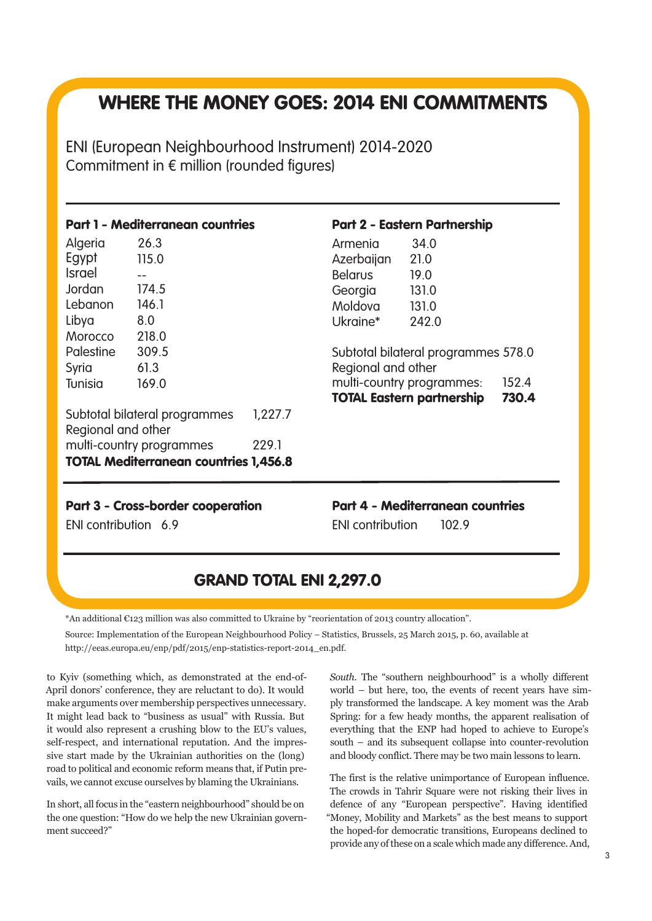# WHERE THE MONEY GOES: 2014 ENI COMMITMENTS

ENI (European Neighbourhood Instrument) 2014-2020
Commitment in € million (rounded figures)

### Part 1 - Mediterranean countries

| Country | Commitment |
|---|---|
| Algeria | 26.3 |
| Egypt | 115.0 |
| Israel | -- |
| Jordan | 174.5 |
| Lebanon | 146.1 |
| Libya | 8.0 |
| Morocco | 218.0 |
| Palestine | 309.5 |
| Syria | 61.3 |
| Tunisia | 169.0 |
| Subtotal bilateral programmes | 1,227.7 |
| Regional and other multi-country programmes | 229.1 |
| **TOTAL Mediterranean countries** | **1,456.8** |

### Part 2 - Eastern Partnership

| Country | Commitment |
|---|---|
| Armenia | 34.0 |
| Azerbaijan | 21.0 |
| Belarus | 19.0 |
| Georgia | 131.0 |
| Moldova | 131.0 |
| Ukraine* | 242.0 |
| Subtotal bilateral programmes | 578.0 |
| Regional and other multi-country programmes: | 152.4 |
| **TOTAL Eastern partnership** | **730.4** |

### Part 3 - Cross-border cooperation

ENI contribution 6.9

### Part 4 - Mediterranean countries

ENI contribution 102.9

## GRAND TOTAL ENI 2,297.0

*An additional €123 million was also committed to Ukraine by "reorientation of 2013 country allocation".

Source: Implementation of the European Neighbourhood Policy – Statistics, Brussels, 25 March 2015, p. 60, available at http://eeas.europa.eu/enp/pdf/2015/enp-statistics-report-2014_en.pdf.

to Kyiv (something which, as demonstrated at the end-of-April donors' conference, they are reluctant to do). It would make arguments over membership perspectives unnecessary. It might lead back to "business as usual" with Russia. But it would also represent a crushing blow to the EU's values, self-respect, and international reputation. And the impressive start made by the Ukrainian authorities on the (long) road to political and economic reform means that, if Putin prevails, we cannot excuse ourselves by blaming the Ukrainians.

In short, all focus in the "eastern neighbourhood" should be on the one question: "How do we help the new Ukrainian government succeed?"

*South.* The "southern neighbourhood" is a wholly different world – but here, too, the events of recent years have simply transformed the landscape. A key moment was the Arab Spring: for a few heady months, the apparent realisation of everything that the ENP had hoped to achieve to Europe's south – and its subsequent collapse into counter-revolution and bloody conflict. There may be two main lessons to learn.

The first is the relative unimportance of European influence. The crowds in Tahrir Square were not risking their lives in defence of any "European perspective". Having identified "Money, Mobility and Markets" as the best means to support the hoped-for democratic transitions, Europeans declined to provide any of these on a scale which made any difference. And,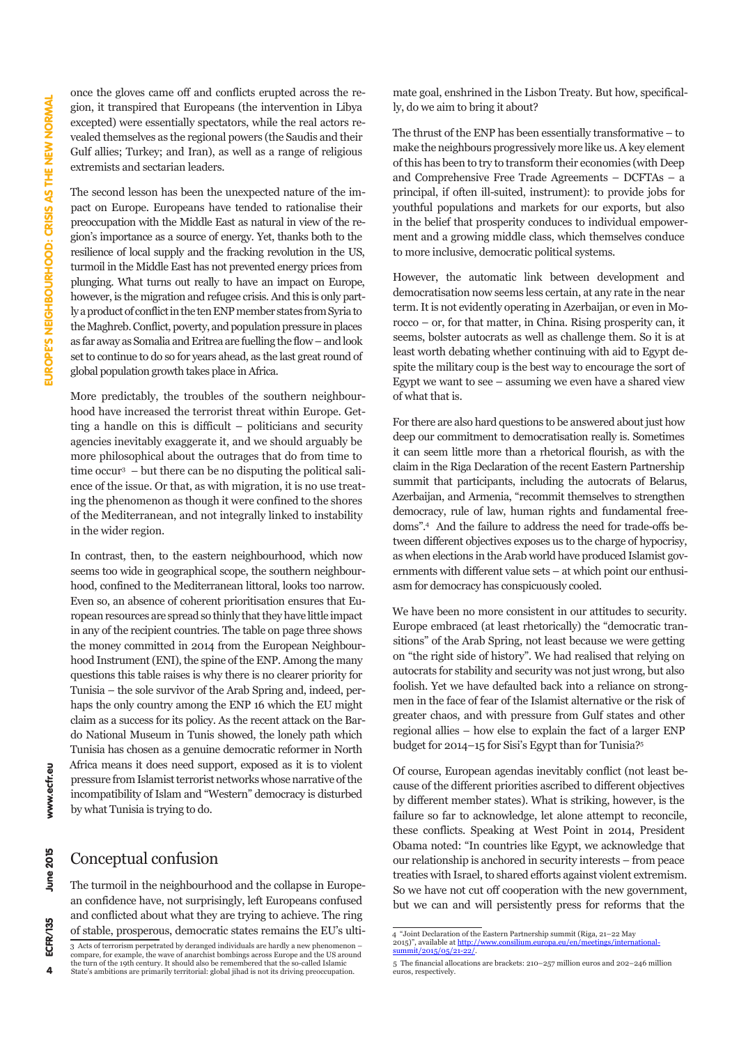once the gloves came off and conflicts erupted across the region, it transpired that Europeans (the intervention in Libya excepted) were essentially spectators, while the real actors revealed themselves as the regional powers (the Saudis and their Gulf allies; Turkey; and Iran), as well as a range of religious extremists and sectarian leaders.

The second lesson has been the unexpected nature of the impact on Europe. Europeans have tended to rationalise their preoccupation with the Middle East as natural in view of the region's importance as a source of energy. Yet, thanks both to the resilience of local supply and the fracking revolution in the US, turmoil in the Middle East has not prevented energy prices from plunging. What turns out really to have an impact on Europe, however, is the migration and refugee crisis. And this is only partly a product of conflict in the ten ENP member states from Syria to the Maghreb. Conflict, poverty, and population pressure in places as far away as Somalia and Eritrea are fuelling the flow – and look set to continue to do so for years ahead, as the last great round of global population growth takes place in Africa.

More predictably, the troubles of the southern neighbourhood have increased the terrorist threat within Europe. Getting a handle on this is difficult – politicians and security agencies inevitably exaggerate it, and we should arguably be more philosophical about the outrages that do from time to time occur[3] – but there can be no disputing the political salience of the issue. Or that, as with migration, it is no use treating the phenomenon as though it were confined to the shores of the Mediterranean, and not integrally linked to instability in the wider region.

In contrast, then, to the eastern neighbourhood, which now seems too wide in geographical scope, the southern neighbourhood, confined to the Mediterranean littoral, looks too narrow. Even so, an absence of coherent prioritisation ensures that European resources are spread so thinly that they have little impact in any of the recipient countries. The table on page three shows the money committed in 2014 from the European Neighbourhood Instrument (ENI), the spine of the ENP. Among the many questions this table raises is why there is no clearer priority for Tunisia – the sole survivor of the Arab Spring and, indeed, perhaps the only country among the ENP 16 which the EU might claim as a success for its policy. As the recent attack on the Bardo National Museum in Tunis showed, the lonely path which Tunisia has chosen as a genuine democratic reformer in North Africa means it does need support, exposed as it is to violent pressure from Islamist terrorist networks whose narrative of the incompatibility of Islam and "Western" democracy is disturbed by what Tunisia is trying to do.

## Conceptual confusion

The turmoil in the neighbourhood and the collapse in European confidence have, not surprisingly, left Europeans confused and conflicted about what they are trying to achieve. The ring of stable, prosperous, democratic states remains the EU's ultimate goal, enshrined in the Lisbon Treaty. But how, specifically, do we aim to bring it about?

The thrust of the ENP has been essentially transformative – to make the neighbours progressively more like us. A key element of this has been to try to transform their economies (with Deep and Comprehensive Free Trade Agreements – DCFTAs – a principal, if often ill-suited, instrument): to provide jobs for youthful populations and markets for our exports, but also in the belief that prosperity conduces to individual empowerment and a growing middle class, which themselves conduce to more inclusive, democratic political systems.

However, the automatic link between development and democratisation now seems less certain, at any rate in the near term. It is not evidently operating in Azerbaijan, or even in Morocco – or, for that matter, in China. Rising prosperity can, it seems, bolster autocrats as well as challenge them. So it is at least worth debating whether continuing with aid to Egypt despite the military coup is the best way to encourage the sort of Egypt we want to see – assuming we even have a shared view of what that is.

For there are also hard questions to be answered about just how deep our commitment to democratisation really is. Sometimes it can seem little more than a rhetorical flourish, as with the claim in the Riga Declaration of the recent Eastern Partnership summit that participants, including the autocrats of Belarus, Azerbaijan, and Armenia, "recommit themselves to strengthen democracy, rule of law, human rights and fundamental freedoms".[4] And the failure to address the need for trade-offs between different objectives exposes us to the charge of hypocrisy, as when elections in the Arab world have produced Islamist governments with different value sets – at which point our enthusiasm for democracy has conspicuously cooled.

We have been no more consistent in our attitudes to security. Europe embraced (at least rhetorically) the "democratic transitions" of the Arab Spring, not least because we were getting on "the right side of history". We had realised that relying on autocrats for stability and security was not just wrong, but also foolish. Yet we have defaulted back into a reliance on strongmen in the face of fear of the Islamist alternative or the risk of greater chaos, and with pressure from Gulf states and other regional allies – how else to explain the fact of a larger ENP budget for 2014–15 for Sisi's Egypt than for Tunisia?[5]

Of course, European agendas inevitably conflict (not least because of the different priorities ascribed to different objectives by different member states). What is striking, however, is the failure so far to acknowledge, let alone attempt to reconcile, these conflicts. Speaking at West Point in 2014, President Obama noted: "In countries like Egypt, we acknowledge that our relationship is anchored in security interests – from peace treaties with Israel, to shared efforts against violent extremism. So we have not cut off cooperation with the new government, but we can and will persistently press for reforms that the

---

3 Acts of terrorism perpetrated by deranged individuals are hardly a new phenomenon – compare, for example, the wave of anarchist bombings across Europe and the US around the turn of the 19th century. It should also be remembered that the so-called Islamic State's ambitions are primarily territorial: global jihad is not its driving preoccupation.

4 "Joint Declaration of the Eastern Partnership summit (Riga, 21–22 May 2015)", available at http://www.consilium.europa.eu/en/meetings/international-summit/2015/05/21-22/.

5 The financial allocations are brackets: 210–257 million euros and 202–246 million euros, respectively.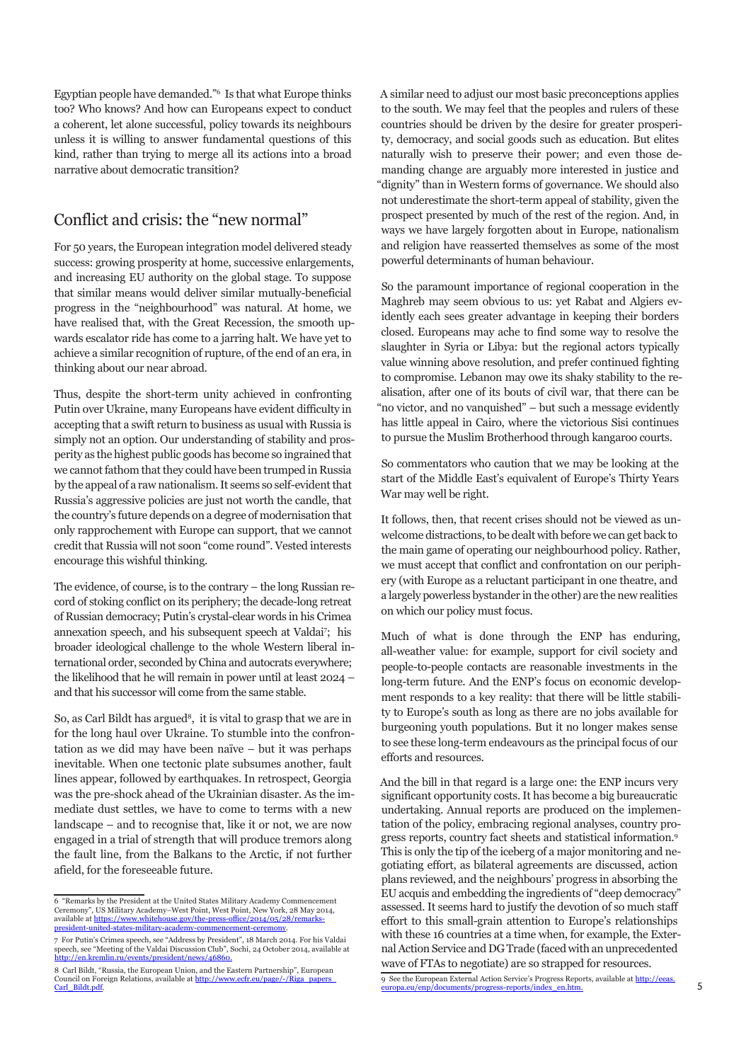Egyptian people have demanded."[6] Is that what Europe thinks too? Who knows? And how can Europeans expect to conduct a coherent, let alone successful, policy towards its neighbours unless it is willing to answer fundamental questions of this kind, rather than trying to merge all its actions into a broad narrative about democratic transition?

## Conflict and crisis: the "new normal"

For 50 years, the European integration model delivered steady success: growing prosperity at home, successive enlargements, and increasing EU authority on the global stage. To suppose that similar means would deliver similar mutually-beneficial progress in the "neighbourhood" was natural. At home, we have realised that, with the Great Recession, the smooth upwards escalator ride has come to a jarring halt. We have yet to achieve a similar recognition of rupture, of the end of an era, in thinking about our near abroad.

Thus, despite the short-term unity achieved in confronting Putin over Ukraine, many Europeans have evident difficulty in accepting that a swift return to business as usual with Russia is simply not an option. Our understanding of stability and prosperity as the highest public goods has become so ingrained that we cannot fathom that they could have been trumped in Russia by the appeal of a raw nationalism. It seems so self-evident that Russia's aggressive policies are just not worth the candle, that the country's future depends on a degree of modernisation that only rapprochement with Europe can support, that we cannot credit that Russia will not soon "come round". Vested interests encourage this wishful thinking.

The evidence, of course, is to the contrary – the long Russian record of stoking conflict on its periphery; the decade-long retreat of Russian democracy; Putin's crystal-clear words in his Crimea annexation speech, and his subsequent speech at Valdai[7]; his broader ideological challenge to the whole Western liberal international order, seconded by China and autocrats everywhere; the likelihood that he will remain in power until at least 2024 – and that his successor will come from the same stable.

So, as Carl Bildt has argued[8], it is vital to grasp that we are in for the long haul over Ukraine. To stumble into the confrontation as we did may have been naïve – but it was perhaps inevitable. When one tectonic plate subsumes another, fault lines appear, followed by earthquakes. In retrospect, Georgia was the pre-shock ahead of the Ukrainian disaster. As the immediate dust settles, we have to come to terms with a new landscape – and to recognise that, like it or not, we are now engaged in a trial of strength that will produce tremors along the fault line, from the Balkans to the Arctic, if not further afield, for the foreseeable future.

A similar need to adjust our most basic preconceptions applies to the south. We may feel that the peoples and rulers of these countries should be driven by the desire for greater prosperity, democracy, and social goods such as education. But elites naturally wish to preserve their power; and even those demanding change are arguably more interested in justice and "dignity" than in Western forms of governance. We should also not underestimate the short-term appeal of stability, given the prospect presented by much of the rest of the region. And, in ways we have largely forgotten about in Europe, nationalism and religion have reasserted themselves as some of the most powerful determinants of human behaviour.

So the paramount importance of regional cooperation in the Maghreb may seem obvious to us: yet Rabat and Algiers evidently each sees greater advantage in keeping their borders closed. Europeans may ache to find some way to resolve the slaughter in Syria or Libya: but the regional actors typically value winning above resolution, and prefer continued fighting to compromise. Lebanon may owe its shaky stability to the realisation, after one of its bouts of civil war, that there can be "no victor, and no vanquished" – but such a message evidently has little appeal in Cairo, where the victorious Sisi continues to pursue the Muslim Brotherhood through kangaroo courts.

So commentators who caution that we may be looking at the start of the Middle East's equivalent of Europe's Thirty Years War may well be right.

It follows, then, that recent crises should not be viewed as unwelcome distractions, to be dealt with before we can get back to the main game of operating our neighbourhood policy. Rather, we must accept that conflict and confrontation on our periphery (with Europe as a reluctant participant in one theatre, and a largely powerless bystander in the other) are the new realities on which our policy must focus.

Much of what is done through the ENP has enduring, all-weather value: for example, support for civil society and people-to-people contacts are reasonable investments in the long-term future. And the ENP's focus on economic development responds to a key reality: that there will be little stability to Europe's south as long as there are no jobs available for burgeoning youth populations. But it no longer makes sense to see these long-term endeavours as the principal focus of our efforts and resources.

And the bill in that regard is a large one: the ENP incurs very significant opportunity costs. It has become a big bureaucratic undertaking. Annual reports are produced on the implementation of the policy, embracing regional analyses, country progress reports, country fact sheets and statistical information.[9] This is only the tip of the iceberg of a major monitoring and negotiating effort, as bilateral agreements are discussed, action plans reviewed, and the neighbours' progress in absorbing the EU acquis and embedding the ingredients of "deep democracy" assessed. It seems hard to justify the devotion of so much staff effort to this small-grain attention to Europe's relationships with these 16 countries at a time when, for example, the External Action Service and DG Trade (faced with an unprecedented wave of FTAs to negotiate) are so strapped for resources.

---

6 "Remarks by the President at the United States Military Academy Commencement Ceremony", US Military Academy–West Point, West Point, New York, 28 May 2014, available at https://www.whitehouse.gov/the-press-office/2014/05/28/remarks-president-united-states-military-academy-commencement-ceremony.

7 For Putin's Crimea speech, see "Address by President", 18 March 2014. For his Valdai speech, see "Meeting of the Valdai Discussion Club", Sochi, 24 October 2014, available at http://en.kremlin.ru/events/president/news/46860.

8 Carl Bildt, "Russia, the European Union, and the Eastern Partnership", European Council on Foreign Relations, available at http://www.ecfr.eu/page/-/Riga_papers_Carl_Bildt.pdf.

9 See the European External Action Service's Progress Reports, available at http://eeas.europa.eu/enp/documents/progress-reports/index_en.htm.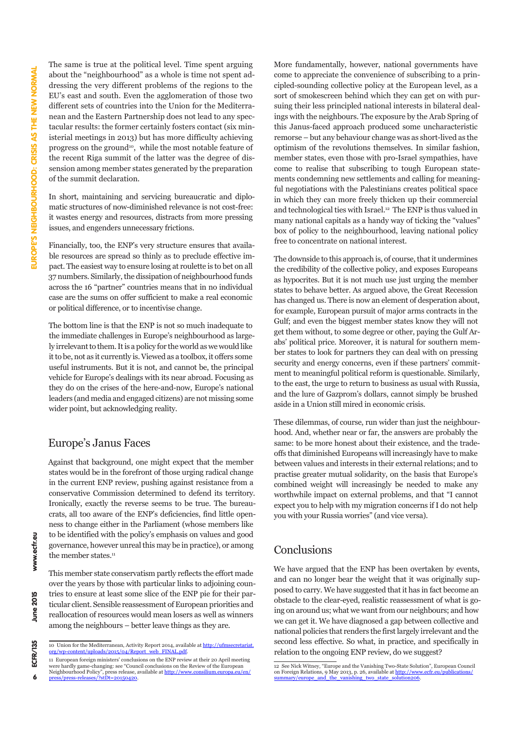The same is true at the political level. Time spent arguing about the "neighbourhood" as a whole is time not spent addressing the very different problems of the regions to the EU's east and south. Even the agglomeration of those two different sets of countries into the Union for the Mediterranean and the Eastern Partnership does not lead to any spectacular results: the former certainly fosters contact (six ministerial meetings in 2013) but has more difficulty achieving progress on the ground[10], while the most notable feature of the recent Riga summit of the latter was the degree of dissension among member states generated by the preparation of the summit declaration.

In short, maintaining and servicing bureaucratic and diplomatic structures of now-diminished relevance is not cost-free: it wastes energy and resources, distracts from more pressing issues, and engenders unnecessary frictions.

Financially, too, the ENP's very structure ensures that available resources are spread so thinly as to preclude effective impact. The easiest way to ensure losing at roulette is to bet on all 37 numbers. Similarly, the dissipation of neighbourhood funds across the 16 "partner" countries means that in no individual case are the sums on offer sufficient to make a real economic or political difference, or to incentivise change.

The bottom line is that the ENP is not so much inadequate to the immediate challenges in Europe's neighbourhood as largely irrelevant to them. It is a policy for the world as we would like it to be, not as it currently is. Viewed as a toolbox, it offers some useful instruments. But it is not, and cannot be, the principal vehicle for Europe's dealings with its near abroad. Focusing as they do on the crises of the here-and-now, Europe's national leaders (and media and engaged citizens) are not missing some wider point, but acknowledging reality.

## Europe's Janus Faces

Against that background, one might expect that the member states would be in the forefront of those urging radical change in the current ENP review, pushing against resistance from a conservative Commission determined to defend its territory. Ironically, exactly the reverse seems to be true. The bureaucrats, all too aware of the ENP's deficiencies, find little openness to change either in the Parliament (whose members like to be identified with the policy's emphasis on values and good governance, however unreal this may be in practice), or among the member states.[11]

This member state conservatism partly reflects the effort made over the years by those with particular links to adjoining countries to ensure at least some slice of the ENP pie for their particular client. Sensible reassessment of European priorities and reallocation of resources would mean losers as well as winners among the neighbours – better leave things as they are.

More fundamentally, however, national governments have come to appreciate the convenience of subscribing to a principled-sounding collective policy at the European level, as a sort of smokescreen behind which they can get on with pursuing their less principled national interests in bilateral dealings with the neighbours. The exposure by the Arab Spring of this Janus-faced approach produced some uncharacteristic remorse – but any behaviour change was as short-lived as the optimism of the revolutions themselves. In similar fashion, member states, even those with pro-Israel sympathies, have come to realise that subscribing to tough European statements condemning new settlements and calling for meaningful negotiations with the Palestinians creates political space in which they can more freely thicken up their commercial and technological ties with Israel.[12] The ENP is thus valued in many national capitals as a handy way of ticking the "values" box of policy to the neighbourhood, leaving national policy free to concentrate on national interest.

The downside to this approach is, of course, that it undermines the credibility of the collective policy, and exposes Europeans as hypocrites. But it is not much use just urging the member states to behave better. As argued above, the Great Recession has changed us. There is now an element of desperation about, for example, European pursuit of major arms contracts in the Gulf; and even the biggest member states know they will not get them without, to some degree or other, paying the Gulf Arabs' political price. Moreover, it is natural for southern member states to look for partners they can deal with on pressing security and energy concerns, even if these partners' commitment to meaningful political reform is questionable. Similarly, to the east, the urge to return to business as usual with Russia, and the lure of Gazprom's dollars, cannot simply be brushed aside in a Union still mired in economic crisis.

These dilemmas, of course, run wider than just the neighbourhood. And, whether near or far, the answers are probably the same: to be more honest about their existence, and the trade-offs that diminished Europeans will increasingly have to make between values and interests in their external relations; and to practise greater mutual solidarity, on the basis that Europe's combined weight will increasingly be needed to make any worthwhile impact on external problems, and that "I cannot expect you to help with my migration concerns if I do not help you with your Russia worries" (and vice versa).

## Conclusions

We have argued that the ENP has been overtaken by events, and can no longer bear the weight that it was originally supposed to carry. We have suggested that it has in fact become an obstacle to the clear-eyed, realistic reassessment of what is going on around us; what we want from our neighbours; and how we can get it. We have diagnosed a gap between collective and national policies that renders the first largely irrelevant and the second less effective. So what, in practice, and specifically in relation to the ongoing ENP review, do we suggest?

---

10 Union for the Mediterranean, Activity Report 2014, available at http://ufmsecretariat.org/wp-content/uploads/2015/04/Report_web_FINAL.pdf.

11 European foreign ministers' conclusions on the ENP review at their 20 April meeting were hardly game-changing: see "Council conclusions on the Review of the European Neighbourhood Policy", press release, available at http://www.consilium.europa.eu/en/press/press-releases/?stDt=20150420.

12 See Nick Witney, "Europe and the Vanishing Two-State Solution", European Council on Foreign Relations, 9 May 2013, p. 26, available at http://www.ecfr.eu/publications/summary/europe_and_the_vanishing_two_state_solution206.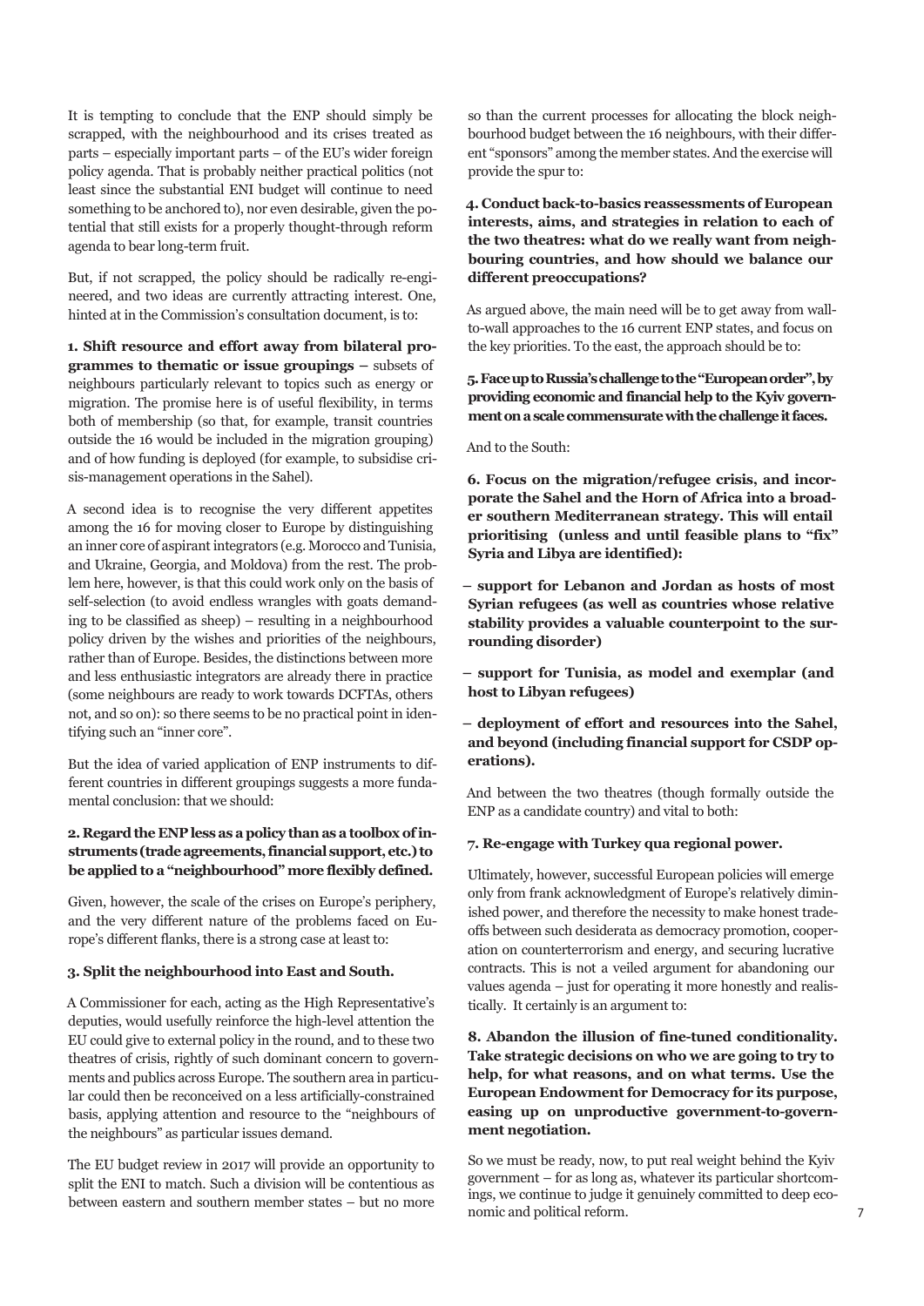It is tempting to conclude that the ENP should simply be scrapped, with the neighbourhood and its crises treated as parts – especially important parts – of the EU's wider foreign policy agenda. That is probably neither practical politics (not least since the substantial ENI budget will continue to need something to be anchored to), nor even desirable, given the potential that still exists for a properly thought-through reform agenda to bear long-term fruit.

But, if not scrapped, the policy should be radically re-engineered, and two ideas are currently attracting interest. One, hinted at in the Commission's consultation document, is to:

**1. Shift resource and effort away from bilateral programmes to thematic or issue groupings –** subsets of neighbours particularly relevant to topics such as energy or migration. The promise here is of useful flexibility, in terms both of membership (so that, for example, transit countries outside the 16 would be included in the migration grouping) and of how funding is deployed (for example, to subsidise crisis-management operations in the Sahel).

A second idea is to recognise the very different appetites among the 16 for moving closer to Europe by distinguishing an inner core of aspirant integrators (e.g. Morocco and Tunisia, and Ukraine, Georgia, and Moldova) from the rest. The problem here, however, is that this could work only on the basis of self-selection (to avoid endless wrangles with goats demanding to be classified as sheep) – resulting in a neighbourhood policy driven by the wishes and priorities of the neighbours, rather than of Europe. Besides, the distinctions between more and less enthusiastic integrators are already there in practice (some neighbours are ready to work towards DCFTAs, others not, and so on): so there seems to be no practical point in identifying such an "inner core".

But the idea of varied application of ENP instruments to different countries in different groupings suggests a more fundamental conclusion: that we should:

**2. Regard the ENP less as a policy than as a toolbox of instruments (trade agreements, financial support, etc.) to be applied to a "neighbourhood" more flexibly defined.**

Given, however, the scale of the crises on Europe's periphery, and the very different nature of the problems faced on Europe's different flanks, there is a strong case at least to:

**3. Split the neighbourhood into East and South.**

A Commissioner for each, acting as the High Representative's deputies, would usefully reinforce the high-level attention the EU could give to external policy in the round, and to these two theatres of crisis, rightly of such dominant concern to governments and publics across Europe. The southern area in particular could then be reconceived on a less artificially-constrained basis, applying attention and resource to the "neighbours of the neighbours" as particular issues demand.

The EU budget review in 2017 will provide an opportunity to split the ENI to match. Such a division will be contentious as between eastern and southern member states – but no more so than the current processes for allocating the block neighbourhood budget between the 16 neighbours, with their different "sponsors" among the member states. And the exercise will provide the spur to:

**4. Conduct back-to-basics reassessments of European interests, aims, and strategies in relation to each of the two theatres: what do we really want from neighbouring countries, and how should we balance our different preoccupations?**

As argued above, the main need will be to get away from wall-to-wall approaches to the 16 current ENP states, and focus on the key priorities. To the east, the approach should be to:

**5. Face up to Russia's challenge to the "European order", by providing economic and financial help to the Kyiv government on a scale commensurate with the challenge it faces.**

And to the South:

**6. Focus on the migration/refugee crisis, and incorporate the Sahel and the Horn of Africa into a broader southern Mediterranean strategy. This will entail prioritising (unless and until feasible plans to "fix" Syria and Libya are identified):**

- **support for Lebanon and Jordan as hosts of most Syrian refugees (as well as countries whose relative stability provides a valuable counterpoint to the surrounding disorder)**
- **support for Tunisia, as model and exemplar (and host to Libyan refugees)**
- **deployment of effort and resources into the Sahel, and beyond (including financial support for CSDP operations).**

And between the two theatres (though formally outside the ENP as a candidate country) and vital to both:

**7. Re-engage with Turkey qua regional power.**

Ultimately, however, successful European policies will emerge only from frank acknowledgment of Europe's relatively diminished power, and therefore the necessity to make honest trade-offs between such desiderata as democracy promotion, cooperation on counterterrorism and energy, and securing lucrative contracts. This is not a veiled argument for abandoning our values agenda – just for operating it more honestly and realistically. It certainly is an argument to:

**8. Abandon the illusion of fine-tuned conditionality. Take strategic decisions on who we are going to try to help, for what reasons, and on what terms. Use the European Endowment for Democracy for its purpose, easing up on unproductive government-to-government negotiation.**

So we must be ready, now, to put real weight behind the Kyiv government – for as long as, whatever its particular shortcomings, we continue to judge it genuinely committed to deep economic and political reform.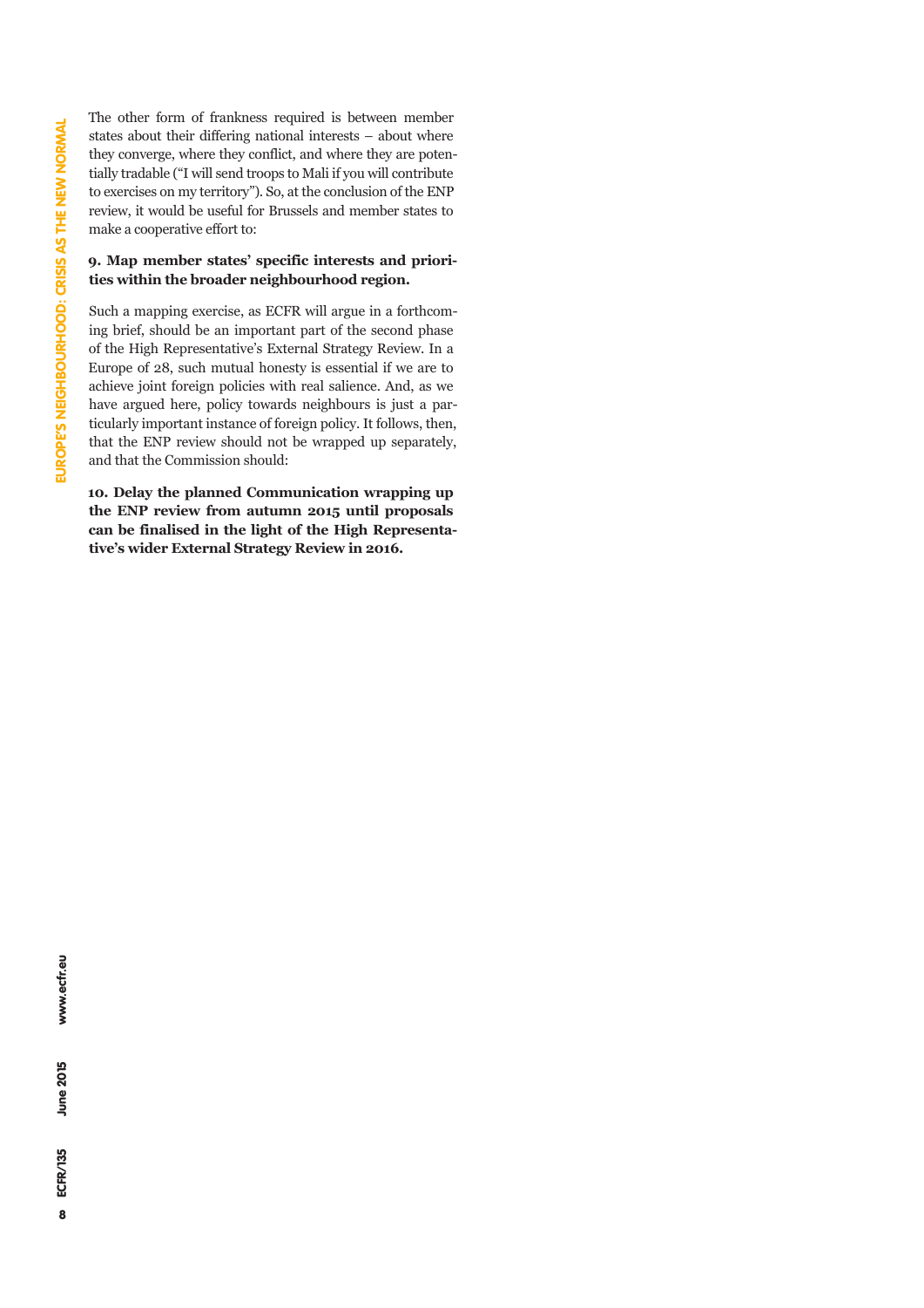The other form of frankness required is between member states about their differing national interests – about where they converge, where they conflict, and where they are potentially tradable ("I will send troops to Mali if you will contribute to exercises on my territory"). So, at the conclusion of the ENP review, it would be useful for Brussels and member states to make a cooperative effort to:

**9. Map member states' specific interests and priorities within the broader neighbourhood region.**

Such a mapping exercise, as ECFR will argue in a forthcoming brief, should be an important part of the second phase of the High Representative's External Strategy Review. In a Europe of 28, such mutual honesty is essential if we are to achieve joint foreign policies with real salience. And, as we have argued here, policy towards neighbours is just a particularly important instance of foreign policy. It follows, then, that the ENP review should not be wrapped up separately, and that the Commission should:

**10. Delay the planned Communication wrapping up the ENP review from autumn 2015 until proposals can be finalised in the light of the High Representative's wider External Strategy Review in 2016.**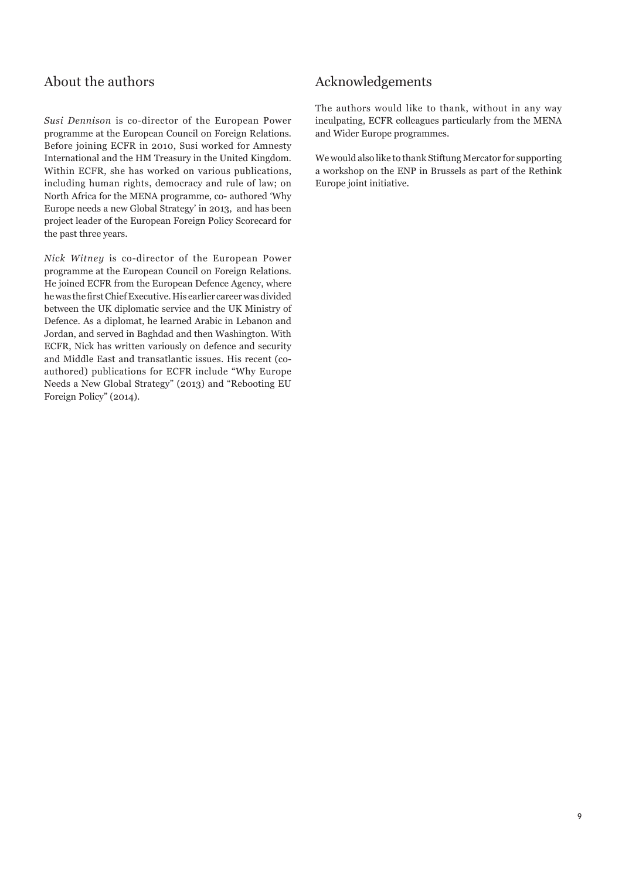## About the authors

*Susi Dennison* is co-director of the European Power programme at the European Council on Foreign Relations. Before joining ECFR in 2010, Susi worked for Amnesty International and the HM Treasury in the United Kingdom. Within ECFR, she has worked on various publications, including human rights, democracy and rule of law; on North Africa for the MENA programme, co- authored 'Why Europe needs a new Global Strategy' in 2013, and has been project leader of the European Foreign Policy Scorecard for the past three years.

*Nick Witney* is co-director of the European Power programme at the European Council on Foreign Relations. He joined ECFR from the European Defence Agency, where he was the first Chief Executive. His earlier career was divided between the UK diplomatic service and the UK Ministry of Defence. As a diplomat, he learned Arabic in Lebanon and Jordan, and served in Baghdad and then Washington. With ECFR, Nick has written variously on defence and security and Middle East and transatlantic issues. His recent (co-authored) publications for ECFR include "Why Europe Needs a New Global Strategy" (2013) and "Rebooting EU Foreign Policy" (2014).

## Acknowledgements

The authors would like to thank, without in any way inculpating, ECFR colleagues particularly from the MENA and Wider Europe programmes.

We would also like to thank Stiftung Mercator for supporting a workshop on the ENP in Brussels as part of the Rethink Europe joint initiative.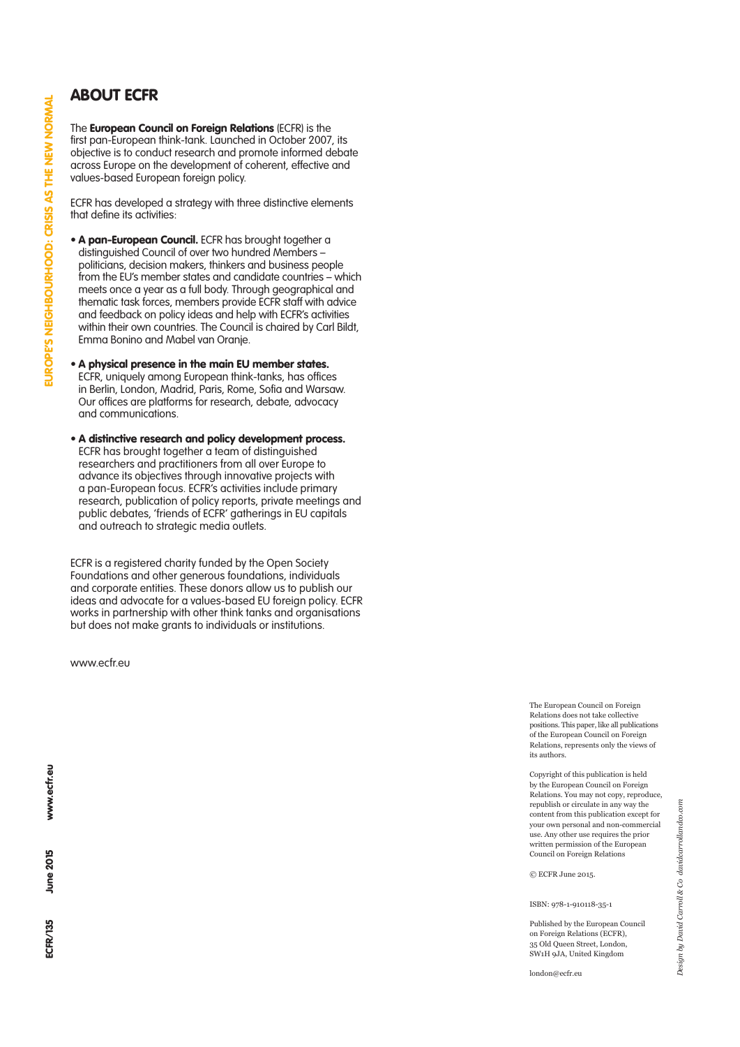# ABOUT ECFR

The **European Council on Foreign Relations** (ECFR) is the first pan-European think-tank. Launched in October 2007, its objective is to conduct research and promote informed debate across Europe on the development of coherent, effective and values-based European foreign policy.

ECFR has developed a strategy with three distinctive elements that define its activities:

- **A pan-European Council.** ECFR has brought together a distinguished Council of over two hundred Members – politicians, decision makers, thinkers and business people from the EU's member states and candidate countries – which meets once a year as a full body. Through geographical and thematic task forces, members provide ECFR staff with advice and feedback on policy ideas and help with ECFR's activities within their own countries. The Council is chaired by Carl Bildt, Emma Bonino and Mabel van Oranje.

- **A physical presence in the main EU member states.** ECFR, uniquely among European think-tanks, has offices in Berlin, London, Madrid, Paris, Rome, Sofia and Warsaw. Our offices are platforms for research, debate, advocacy and communications.

- **A distinctive research and policy development process.** ECFR has brought together a team of distinguished researchers and practitioners from all over Europe to advance its objectives through innovative projects with a pan-European focus. ECFR's activities include primary research, publication of policy reports, private meetings and public debates, 'friends of ECFR' gatherings in EU capitals and outreach to strategic media outlets.

ECFR is a registered charity funded by the Open Society Foundations and other generous foundations, individuals and corporate entities. These donors allow us to publish our ideas and advocate for a values-based EU foreign policy. ECFR works in partnership with other think tanks and organisations but does not make grants to individuals or institutions.

www.ecfr.eu

The European Council on Foreign Relations does not take collective positions. This paper, like all publications of the European Council on Foreign Relations, represents only the views of its authors.

Copyright of this publication is held by the European Council on Foreign Relations. You may not copy, reproduce, republish or circulate in any way the content from this publication except for your own personal and non-commercial use. Any other use requires the prior written permission of the European Council on Foreign Relations

© ECFR June 2015.

ISBN: 978-1-910118-35-1

Published by the European Council on Foreign Relations (ECFR), 35 Old Queen Street, London, SW1H 9JA, United Kingdom

london@ecfr.eu

*Design by David Carroll & Co davidcarrolland.co.com*

ECFR/135 June 2015 www.ecfr.eu